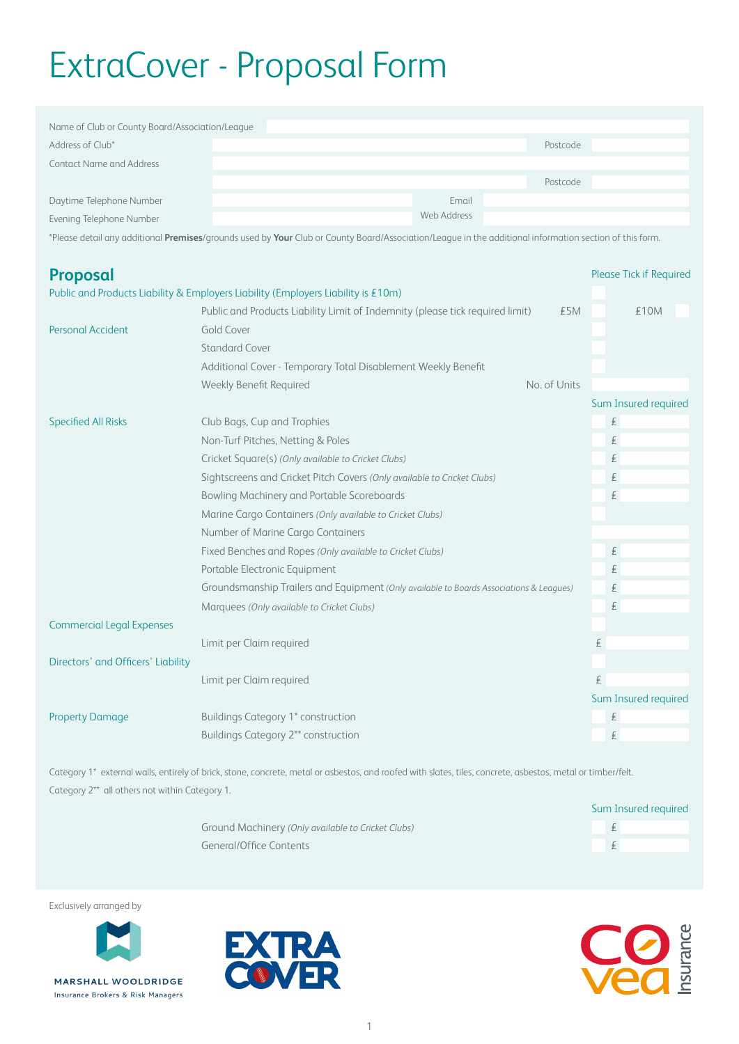# ExtraCover - Proposal Form

| | | | |
|---|---|---|---|
| Name of Club or County Board/Association/League | | | |
| Address of Club* | | Postcode | |
| Contact Name and Address | | | |
| | | Postcode | |
| Daytime Telephone Number | | Email | |
| Evening Telephone Number | | Web Address | |

*Please detail any additional **Premises**/grounds used by **Your** Club or County Board/Association/League in the additional information section of this form.

## Proposal

Please Tick if Required

**Public and Products Liability & Employers Liability (Employers Liability is £10m)**

| | | | |
|---|---|---|---|
| | Public and Products Liability Limit of Indemnity (please tick required limit) | £5M | £10M |
| Personal Accident | Gold Cover | | |
| | Standard Cover | | |
| | Additional Cover - Temporary Total Disablement Weekly Benefit | | |
| | Weekly Benefit Required | No. of Units | |

| | | Sum Insured required |
|---|---|---|
| Specified All Risks | Club Bags, Cup and Trophies | £ |
| | Non-Turf Pitches, Netting & Poles | £ |
| | Cricket Square(s) *(Only available to Cricket Clubs)* | £ |
| | Sightscreens and Cricket Pitch Covers *(Only available to Cricket Clubs)* | £ |
| | Bowling Machinery and Portable Scoreboards | £ |
| | Marine Cargo Containers *(Only available to Cricket Clubs)* | |
| | Number of Marine Cargo Containers | |
| | Fixed Benches and Ropes *(Only available to Cricket Clubs)* | £ |
| | Portable Electronic Equipment | £ |
| | Groundsmanship Trailers and Equipment *(Only available to Boards Associations & Leagues)* | £ |
| | Marquees *(Only available to Cricket Clubs)* | £ |
| Commercial Legal Expenses | | |
| | Limit per Claim required | £ |
| Directors' and Officers' Liability | | |
| | Limit per Claim required | £ |

| | | Sum Insured required |
|---|---|---|
| Property Damage | Buildings Category 1* construction | £ |
| | Buildings Category 2** construction | £ |

Category 1* external walls, entirely of brick, stone, concrete, metal or asbestos, and roofed with slates, tiles, concrete, asbestos, metal or timber/felt.

Category 2** all others not within Category 1.

| | Sum Insured required |
|---|---|
| Ground Machinery *(Only available to Cricket Clubs)* | £ |
| General/Office Contents | £ |

Exclusively arranged by

MARSHALL WOOLDRIDGE
Insurance Brokers & Risk Managers

EXTRA COVER

Covéa Insurance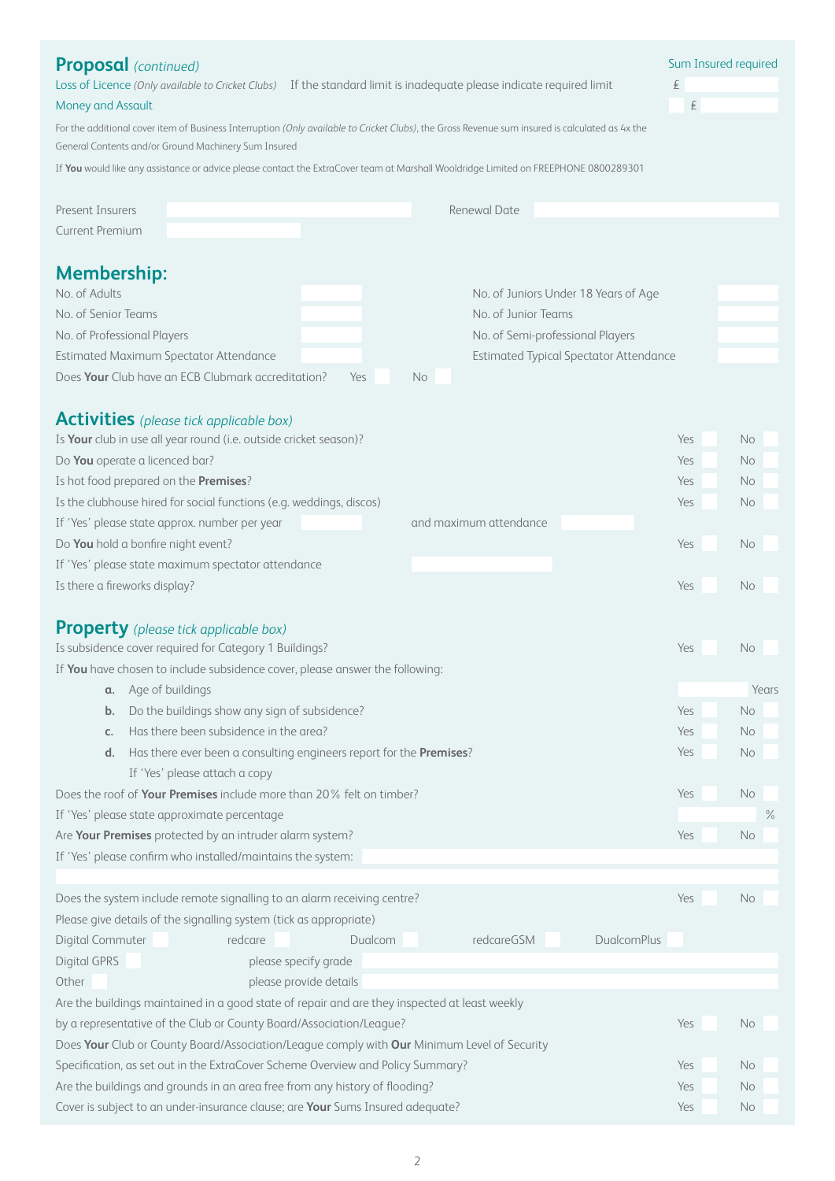## Proposal *(continued)*

| | Sum Insured required |
|---|---|
| Loss of Licence *(Only available to Cricket Clubs)* If the standard limit is inadequate please indicate required limit | £ |
| Money and Assault | £ |

For the additional cover item of Business Interruption *(Only available to Cricket Clubs)*, the Gross Revenue sum insured is calculated as 4x the General Contents and/or Ground Machinery Sum Insured

If **You** would like any assistance or advice please contact the ExtraCover team at Marshall Wooldridge Limited on FREEPHONE 0800289301

Present Insurers ______________ Renewal Date ______________

Current Premium ______________

## Membership:

| | | | |
|---|---|---|---|
| No. of Adults | | No. of Juniors Under 18 Years of Age | |
| No. of Senior Teams | | No. of Junior Teams | |
| No. of Professional Players | | No. of Semi-professional Players | |
| Estimated Maximum Spectator Attendance | | Estimated Typical Spectator Attendance | |

Does **Your** Club have an ECB Clubmark accreditation? Yes ☐ No ☐

## Activities *(please tick applicable box)*

| | | |
|---|---|---|
| Is **Your** club in use all year round (i.e. outside cricket season)? | Yes ☐ | No ☐ |
| Do **You** operate a licenced bar? | Yes ☐ | No ☐ |
| Is hot food prepared on the **Premises**? | Yes ☐ | No ☐ |
| Is the clubhouse hired for social functions (e.g. weddings, discos) | Yes ☐ | No ☐ |

If 'Yes' please state approx. number per year ______ and maximum attendance ______

| | | |
|---|---|---|
| Do **You** hold a bonfire night event? | Yes ☐ | No ☐ |

If 'Yes' please state maximum spectator attendance ______

| | | |
|---|---|---|
| Is there a fireworks display? | Yes ☐ | No ☐ |

## Property *(please tick applicable box)*

| | | |
|---|---|---|
| Is subsidence cover required for Category 1 Buildings? | Yes ☐ | No ☐ |

If **You** have chosen to include subsidence cover, please answer the following:

| | | |
|---|---|---|
| a. Age of buildings | ______ Years | |
| b. Do the buildings show any sign of subsidence? | Yes ☐ | No ☐ |
| c. Has there been subsidence in the area? | Yes ☐ | No ☐ |
| d. Has there ever been a consulting engineers report for the **Premises**? If 'Yes' please attach a copy | Yes ☐ | No ☐ |
| Does the roof of **Your Premises** include more than 20% felt on timber? | Yes ☐ | No ☐ |
| If 'Yes' please state approximate percentage | ______ % | |
| Are **Your Premises** protected by an intruder alarm system? | Yes ☐ | No ☐ |

If 'Yes' please confirm who installed/maintains the system: ______________

| | | |
|---|---|---|
| Does the system include remote signalling to an alarm receiving centre? | Yes ☐ | No ☐ |

Please give details of the signalling system (tick as appropriate)

Digital Commuter ☐ redcare ☐ Dualcom ☐ redcareGSM ☐ DualcomPlus ☐

Digital GPRS ☐ please specify grade ______________

Other ☐ please provide details ______________

| | | |
|---|---|---|
| Are the buildings maintained in a good state of repair and are they inspected at least weekly by a representative of the Club or County Board/Association/League? | Yes ☐ | No ☐ |
| Does **Your** Club or County Board/Association/League comply with **Our** Minimum Level of Security Specification, as set out in the ExtraCover Scheme Overview and Policy Summary? | Yes ☐ | No ☐ |
| Are the buildings and grounds in an area free from any history of flooding? | Yes ☐ | No ☐ |
| Cover is subject to an under-insurance clause; are **Your** Sums Insured adequate? | Yes ☐ | No ☐ |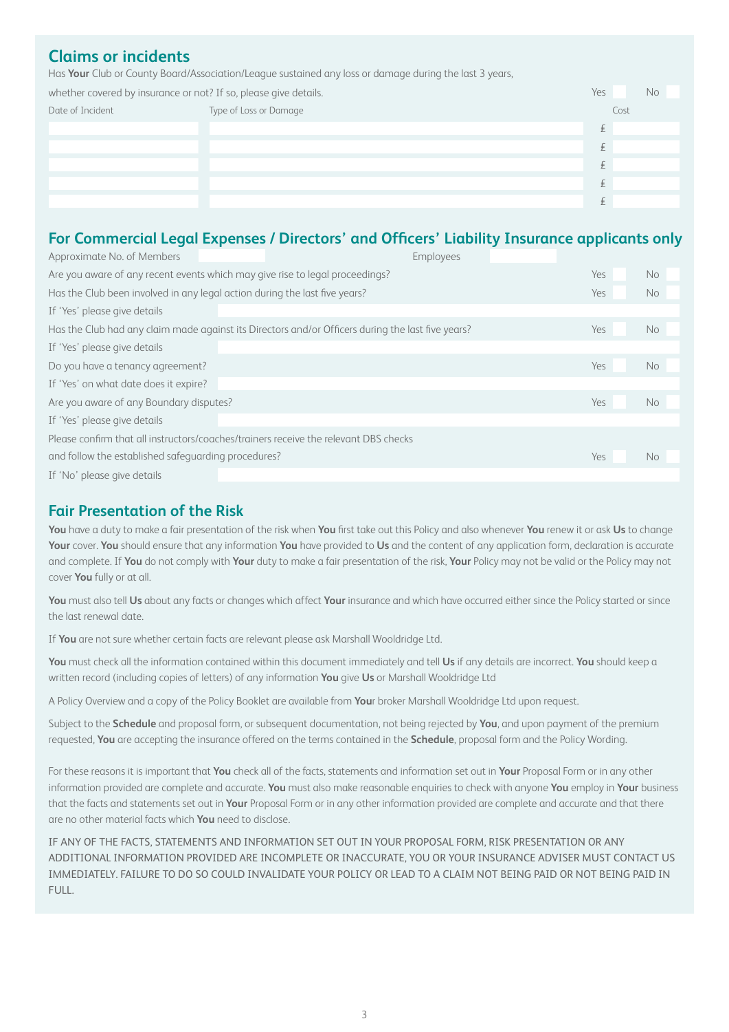## Claims or incidents

Has **Your** Club or County Board/Association/League sustained any loss or damage during the last 3 years, whether covered by insurance or not? If so, please give details. Yes No

| Date of Incident | Type of Loss or Damage | Cost |
|---|---|---|
| | | £ |
| | | £ |
| | | £ |
| | | £ |
| | | £ |

## For Commercial Legal Expenses / Directors' and Officers' Liability Insurance applicants only

Approximate No. of Members Employees

Are you aware of any recent events which may give rise to legal proceedings? Yes No

Has the Club been involved in any legal action during the last five years? Yes No

If 'Yes' please give details

Has the Club had any claim made against its Directors and/or Officers during the last five years? Yes No

If 'Yes' please give details

Do you have a tenancy agreement? Yes No

If 'Yes' on what date does it expire?

Are you aware of any Boundary disputes? Yes No

If 'Yes' please give details

Please confirm that all instructors/coaches/trainers receive the relevant DBS checks and follow the established safeguarding procedures? Yes No

If 'No' please give details

## Fair Presentation of the Risk

**You** have a duty to make a fair presentation of the risk when **You** first take out this Policy and also whenever **You** renew it or ask **Us** to change **Your** cover. **You** should ensure that any information **You** have provided to **Us** and the content of any application form, declaration is accurate and complete. If **You** do not comply with **Your** duty to make a fair presentation of the risk, **Your** Policy may not be valid or the Policy may not cover **You** fully or at all.

**You** must also tell **Us** about any facts or changes which affect **Your** insurance and which have occurred either since the Policy started or since the last renewal date.

If **You** are not sure whether certain facts are relevant please ask Marshall Wooldridge Ltd.

**You** must check all the information contained within this document immediately and tell **Us** if any details are incorrect. **You** should keep a written record (including copies of letters) of any information **You** give **Us** or Marshall Wooldridge Ltd

A Policy Overview and a copy of the Policy Booklet are available from **You**r broker Marshall Wooldridge Ltd upon request.

Subject to the **Schedule** and proposal form, or subsequent documentation, not being rejected by **You**, and upon payment of the premium requested, **You** are accepting the insurance offered on the terms contained in the **Schedule**, proposal form and the Policy Wording.

For these reasons it is important that **You** check all of the facts, statements and information set out in **Your** Proposal Form or in any other information provided are complete and accurate. **You** must also make reasonable enquiries to check with anyone **You** employ in **Your** business that the facts and statements set out in **Your** Proposal Form or in any other information provided are complete and accurate and that there are no other material facts which **You** need to disclose.

IF ANY OF THE FACTS, STATEMENTS AND INFORMATION SET OUT IN YOUR PROPOSAL FORM, RISK PRESENTATION OR ANY ADDITIONAL INFORMATION PROVIDED ARE INCOMPLETE OR INACCURATE, YOU OR YOUR INSURANCE ADVISER MUST CONTACT US IMMEDIATELY. FAILURE TO DO SO COULD INVALIDATE YOUR POLICY OR LEAD TO A CLAIM NOT BEING PAID OR NOT BEING PAID IN FULL.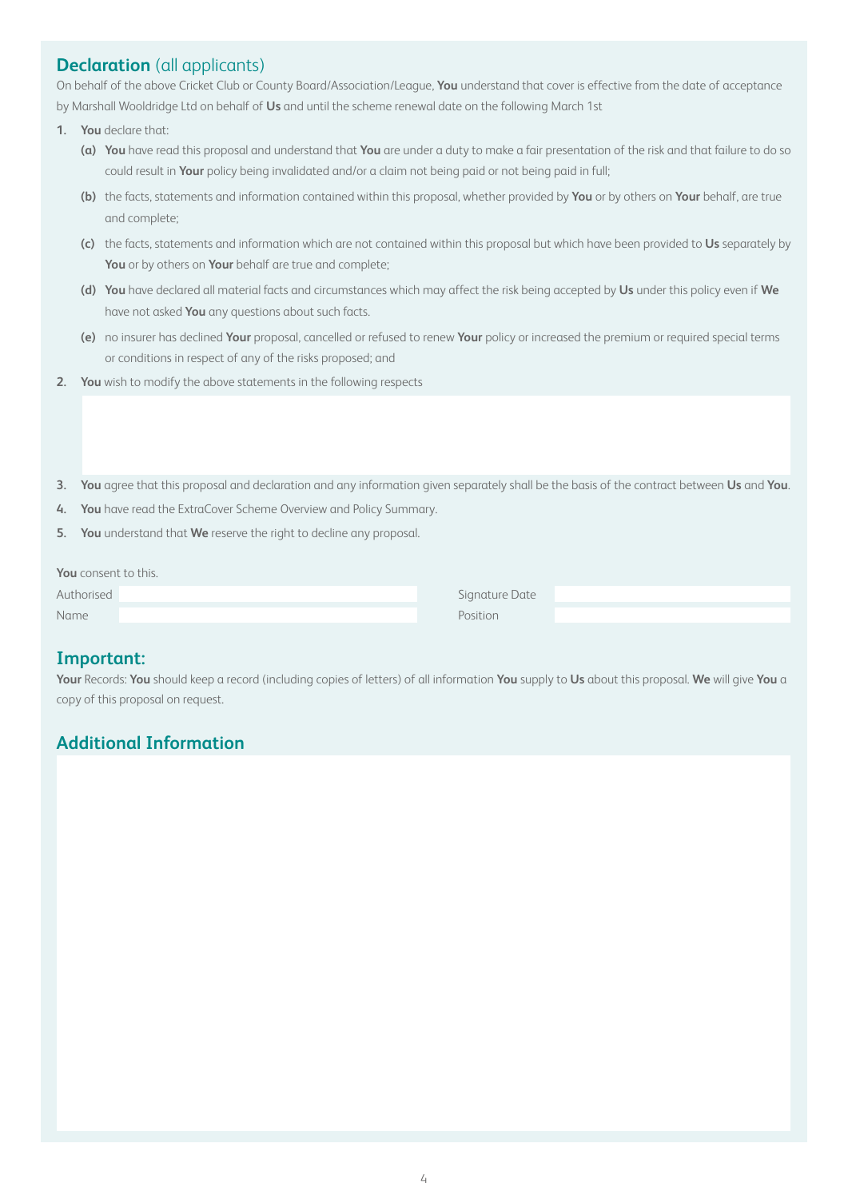## **Declaration** (all applicants)

On behalf of the above Cricket Club or County Board/Association/League, **You** understand that cover is effective from the date of acceptance by Marshall Wooldridge Ltd on behalf of **Us** and until the scheme renewal date on the following March 1st

1. **You** declare that:
   - **(a)** **You** have read this proposal and understand that **You** are under a duty to make a fair presentation of the risk and that failure to do so could result in **Your** policy being invalidated and/or a claim not being paid or not being paid in full;
   - **(b)** the facts, statements and information contained within this proposal, whether provided by **You** or by others on **Your** behalf, are true and complete;
   - **(c)** the facts, statements and information which are not contained within this proposal but which have been provided to **Us** separately by **You** or by others on **Your** behalf are true and complete;
   - **(d)** **You** have declared all material facts and circumstances which may affect the risk being accepted by **Us** under this policy even if **We** have not asked **You** any questions about such facts.
   - **(e)** no insurer has declined **Your** proposal, cancelled or refused to renew **Your** policy or increased the premium or required special terms or conditions in respect of any of the risks proposed; and
2. **You** wish to modify the above statements in the following respects
3. **You** agree that this proposal and declaration and any information given separately shall be the basis of the contract between **Us** and **You**.
4. **You** have read the ExtraCover Scheme Overview and Policy Summary.
5. **You** understand that **We** reserve the right to decline any proposal.

**You** consent to this.

| | | | |
|---|---|---|---|
| Authorised | | Signature Date | |
| Name | | Position | |

## Important:

**Your** Records: **You** should keep a record (including copies of letters) of all information **You** supply to **Us** about this proposal. **We** will give **You** a copy of this proposal on request.

## Additional Information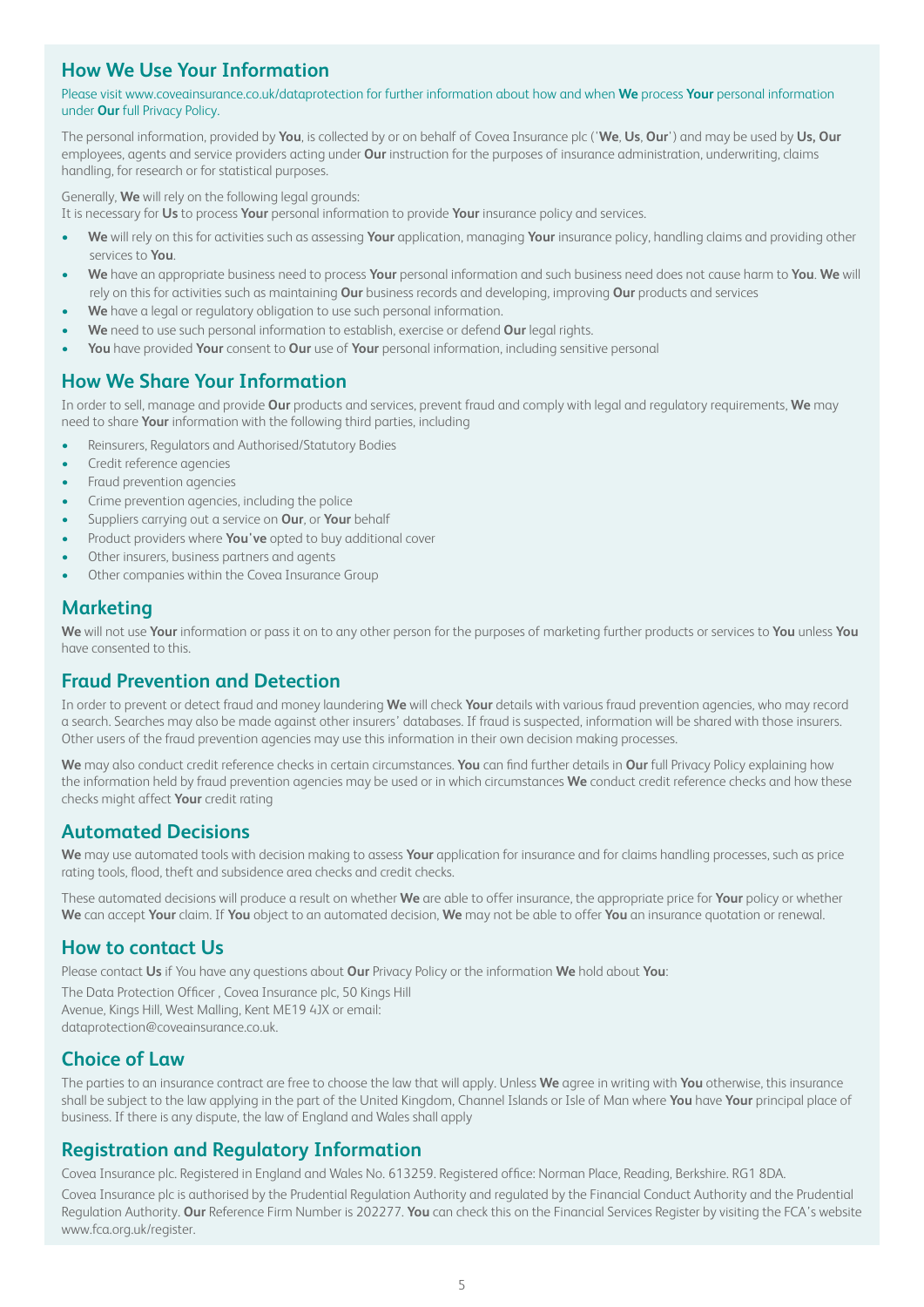## How We Use Your Information

Please visit www.coveainsurance.co.uk/dataprotection for further information about how and when **We** process **Your** personal information under **Our** full Privacy Policy.

The personal information, provided by **You**, is collected by or on behalf of Covea Insurance plc ('**We**, **Us**, **Our**') and may be used by **Us, Our** employees, agents and service providers acting under **Our** instruction for the purposes of insurance administration, underwriting, claims handling, for research or for statistical purposes.

Generally, **We** will rely on the following legal grounds:
It is necessary for **Us** to process **Your** personal information to provide **Your** insurance policy and services.

- **We** will rely on this for activities such as assessing **Your** application, managing **Your** insurance policy, handling claims and providing other services to **You**.
- **We** have an appropriate business need to process **Your** personal information and such business need does not cause harm to **You**. **We** will rely on this for activities such as maintaining **Our** business records and developing, improving **Our** products and services
- **We** have a legal or regulatory obligation to use such personal information.
- **We** need to use such personal information to establish, exercise or defend **Our** legal rights.
- **You** have provided **Your** consent to **Our** use of **Your** personal information, including sensitive personal

## How We Share Your Information

In order to sell, manage and provide **Our** products and services, prevent fraud and comply with legal and regulatory requirements, **We** may need to share **Your** information with the following third parties, including

- Reinsurers, Regulators and Authorised/Statutory Bodies
- Credit reference agencies
- Fraud prevention agencies
- Crime prevention agencies, including the police
- Suppliers carrying out a service on **Our**, or **Your** behalf
- Product providers where **You've** opted to buy additional cover
- Other insurers, business partners and agents
- Other companies within the Covea Insurance Group

## Marketing

**We** will not use **Your** information or pass it on to any other person for the purposes of marketing further products or services to **You** unless **You** have consented to this.

## Fraud Prevention and Detection

In order to prevent or detect fraud and money laundering **We** will check **Your** details with various fraud prevention agencies, who may record a search. Searches may also be made against other insurers' databases. If fraud is suspected, information will be shared with those insurers. Other users of the fraud prevention agencies may use this information in their own decision making processes.

**We** may also conduct credit reference checks in certain circumstances. **You** can find further details in **Our** full Privacy Policy explaining how the information held by fraud prevention agencies may be used or in which circumstances **We** conduct credit reference checks and how these checks might affect **Your** credit rating

## Automated Decisions

**We** may use automated tools with decision making to assess **Your** application for insurance and for claims handling processes, such as price rating tools, flood, theft and subsidence area checks and credit checks.

These automated decisions will produce a result on whether **We** are able to offer insurance, the appropriate price for **Your** policy or whether **We** can accept **Your** claim. If **You** object to an automated decision, **We** may not be able to offer **You** an insurance quotation or renewal.

## How to contact Us

Please contact **Us** if You have any questions about **Our** Privacy Policy or the information **We** hold about **You**:

The Data Protection Officer , Covea Insurance plc, 50 Kings Hill
Avenue, Kings Hill, West Malling, Kent ME19 4JX or email:
dataprotection@coveainsurance.co.uk.

## Choice of Law

The parties to an insurance contract are free to choose the law that will apply. Unless **We** agree in writing with **You** otherwise, this insurance shall be subject to the law applying in the part of the United Kingdom, Channel Islands or Isle of Man where **You** have **Your** principal place of business. If there is any dispute, the law of England and Wales shall apply

## Registration and Regulatory Information

Covea Insurance plc. Registered in England and Wales No. 613259. Registered office: Norman Place, Reading, Berkshire. RG1 8DA.

Covea Insurance plc is authorised by the Prudential Regulation Authority and regulated by the Financial Conduct Authority and the Prudential Regulation Authority. **Our** Reference Firm Number is 202277. **You** can check this on the Financial Services Register by visiting the FCA's website www.fca.org.uk/register.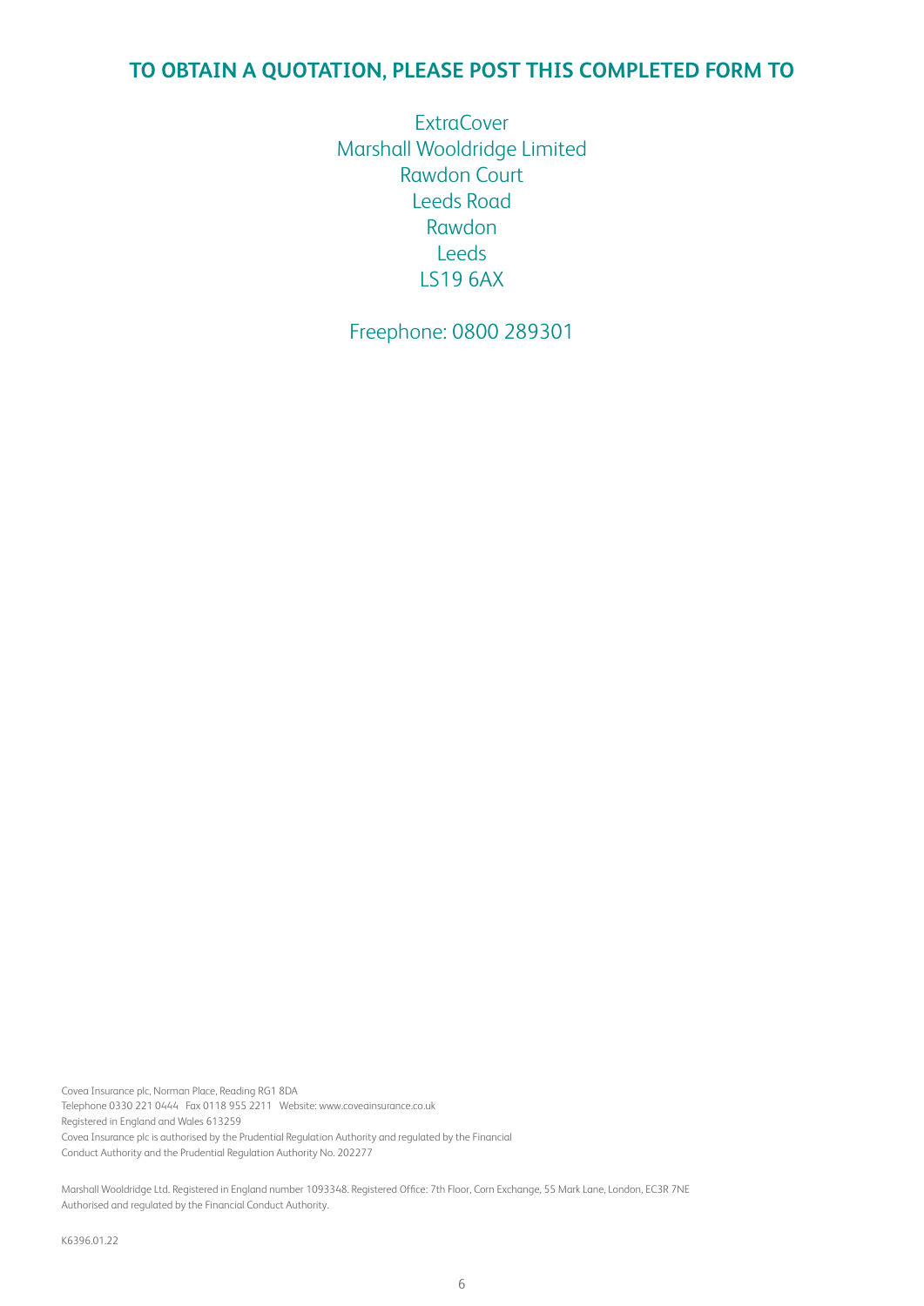## TO OBTAIN A QUOTATION, PLEASE POST THIS COMPLETED FORM TO

ExtraCover
Marshall Wooldridge Limited
Rawdon Court
Leeds Road
Rawdon
Leeds
LS19 6AX

Freephone: 0800 289301

Covea Insurance plc, Norman Place, Reading RG1 8DA
Telephone 0330 221 0444 Fax 0118 955 2211 Website: www.coveainsurance.co.uk
Registered in England and Wales 613259
Covea Insurance plc is authorised by the Prudential Regulation Authority and regulated by the Financial Conduct Authority and the Prudential Regulation Authority No. 202277

Marshall Wooldridge Ltd. Registered in England number 1093348. Registered Office: 7th Floor, Corn Exchange, 55 Mark Lane, London, EC3R 7NE
Authorised and regulated by the Financial Conduct Authority.

K6396.01.22